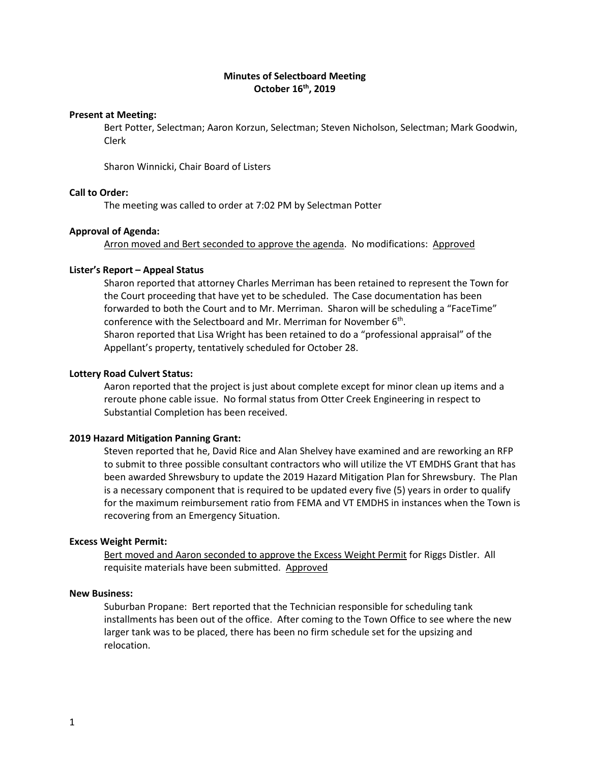# Minutes of Selectboard Meeting
## October 16th, 2019

**Present at Meeting:**

Bert Potter, Selectman; Aaron Korzun, Selectman; Steven Nicholson, Selectman; Mark Goodwin, Clerk

Sharon Winnicki, Chair Board of Listers

**Call to Order:**

The meeting was called to order at 7:02 PM by Selectman Potter

**Approval of Agenda:**

<u>Arron moved and Bert seconded to approve the agenda</u>. No modifications: <u>Approved</u>

**Lister's Report – Appeal Status**

Sharon reported that attorney Charles Merriman has been retained to represent the Town for the Court proceeding that have yet to be scheduled. The Case documentation has been forwarded to both the Court and to Mr. Merriman. Sharon will be scheduling a "FaceTime" conference with the Selectboard and Mr. Merriman for November 6th.

Sharon reported that Lisa Wright has been retained to do a "professional appraisal" of the Appellant's property, tentatively scheduled for October 28.

**Lottery Road Culvert Status:**

Aaron reported that the project is just about complete except for minor clean up items and a reroute phone cable issue. No formal status from Otter Creek Engineering in respect to Substantial Completion has been received.

**2019 Hazard Mitigation Panning Grant:**

Steven reported that he, David Rice and Alan Shelvey have examined and are reworking an RFP to submit to three possible consultant contractors who will utilize the VT EMDHS Grant that has been awarded Shrewsbury to update the 2019 Hazard Mitigation Plan for Shrewsbury. The Plan is a necessary component that is required to be updated every five (5) years in order to qualify for the maximum reimbursement ratio from FEMA and VT EMDHS in instances when the Town is recovering from an Emergency Situation.

**Excess Weight Permit:**

<u>Bert moved and Aaron seconded to approve the Excess Weight Permit</u> for Riggs Distler. All requisite materials have been submitted. <u>Approved</u>

**New Business:**

Suburban Propane: Bert reported that the Technician responsible for scheduling tank installments has been out of the office. After coming to the Town Office to see where the new larger tank was to be placed, there has been no firm schedule set for the upsizing and relocation.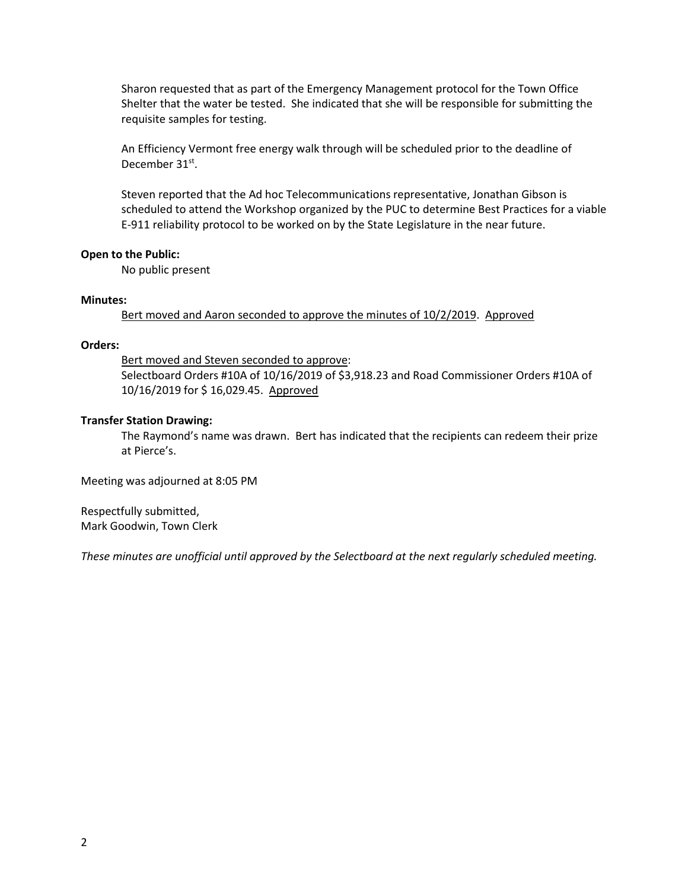Sharon requested that as part of the Emergency Management protocol for the Town Office Shelter that the water be tested. She indicated that she will be responsible for submitting the requisite samples for testing.

An Efficiency Vermont free energy walk through will be scheduled prior to the deadline of December 31st.

Steven reported that the Ad hoc Telecommunications representative, Jonathan Gibson is scheduled to attend the Workshop organized by the PUC to determine Best Practices for a viable E-911 reliability protocol to be worked on by the State Legislature in the near future.

**Open to the Public:**

No public present

**Minutes:**

<u>Bert moved and Aaron seconded to approve the minutes of 10/2/2019</u>. <u>Approved</u>

**Orders:**

<u>Bert moved and Steven seconded to approve</u>:
Selectboard Orders #10A of 10/16/2019 of $3,918.23 and Road Commissioner Orders #10A of 10/16/2019 for $ 16,029.45. <u>Approved</u>

**Transfer Station Drawing:**

The Raymond's name was drawn. Bert has indicated that the recipients can redeem their prize at Pierce's.

Meeting was adjourned at 8:05 PM

Respectfully submitted,
Mark Goodwin, Town Clerk

*These minutes are unofficial until approved by the Selectboard at the next regularly scheduled meeting.*